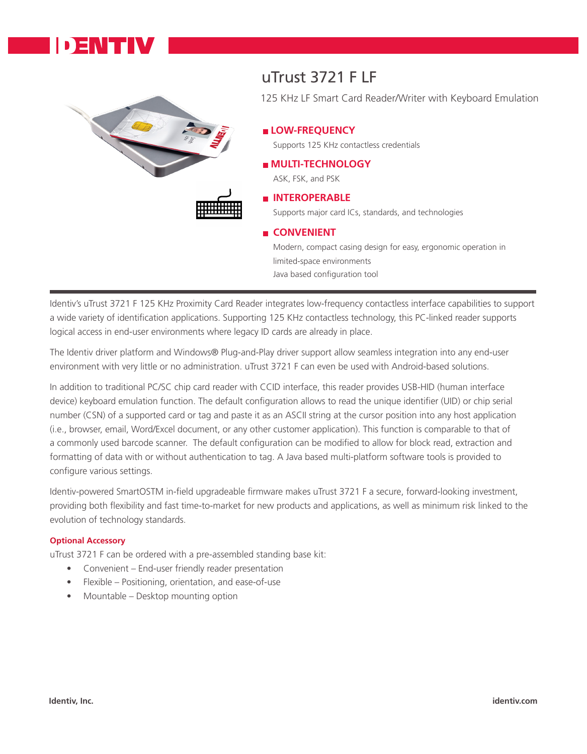# uTrust 3721 F LF

125 KHz LF Smart Card Reader/Writer with Keyboard Emulation

- **LOW-FREQUENCY**
  Supports 125 KHz contactless credentials
- **MULTI-TECHNOLOGY**
  ASK, FSK, and PSK
- **INTEROPERABLE**
  Supports major card ICs, standards, and technologies
- **CONVENIENT**
  Modern, compact casing design for easy, ergonomic operation in limited-space environments
  Java based configuration tool

---

Identiv's uTrust 3721 F 125 KHz Proximity Card Reader integrates low-frequency contactless interface capabilities to support a wide variety of identification applications. Supporting 125 KHz contactless technology, this PC-linked reader supports logical access in end-user environments where legacy ID cards are already in place.

The Identiv driver platform and Windows® Plug-and-Play driver support allow seamless integration into any end-user environment with very little or no administration. uTrust 3721 F can even be used with Android-based solutions.

In addition to traditional PC/SC chip card reader with CCID interface, this reader provides USB-HID (human interface device) keyboard emulation function. The default configuration allows to read the unique identifier (UID) or chip serial number (CSN) of a supported card or tag and paste it as an ASCII string at the cursor position into any host application (i.e., browser, email, Word/Excel document, or any other customer application). This function is comparable to that of a commonly used barcode scanner. The default configuration can be modified to allow for block read, extraction and formatting of data with or without authentication to tag. A Java based multi-platform software tools is provided to configure various settings.

Identiv-powered SmartOSTM in-field upgradeable firmware makes uTrust 3721 F a secure, forward-looking investment, providing both flexibility and fast time-to-market for new products and applications, as well as minimum risk linked to the evolution of technology standards.

**Optional Accessory**

uTrust 3721 F can be ordered with a pre-assembled standing base kit:

- Convenient – End-user friendly reader presentation
- Flexible – Positioning, orientation, and ease-of-use
- Mountable – Desktop mounting option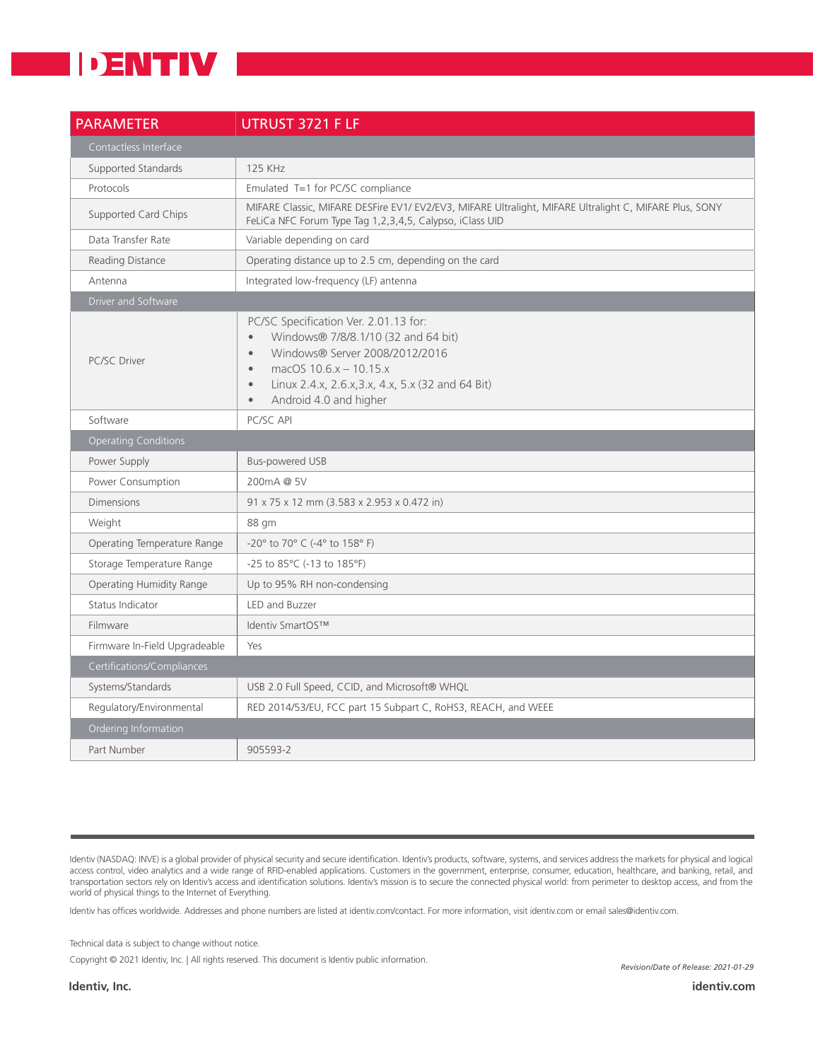| PARAMETER | UTRUST 3721 F LF |
|---|---|
| Contactless Interface | |
| Supported Standards | 125 KHz |
| Protocols | Emulated T=1 for PC/SC compliance |
| Supported Card Chips | MIFARE Classic, MIFARE DESFire EV1/ EV2/EV3, MIFARE Ultralight, MIFARE Ultralight C, MIFARE Plus, SONY FeLiCa NFC Forum Type Tag 1,2,3,4,5, Calypso, iClass UID |
| Data Transfer Rate | Variable depending on card |
| Reading Distance | Operating distance up to 2.5 cm, depending on the card |
| Antenna | Integrated low-frequency (LF) antenna |
| Driver and Software | |
| PC/SC Driver | PC/SC Specification Ver. 2.01.13 for:<br>• Windows® 7/8/8.1/10 (32 and 64 bit)<br>• Windows® Server 2008/2012/2016<br>• macOS 10.6.x – 10.15.x<br>• Linux 2.4.x, 2.6.x,3.x, 4.x, 5.x (32 and 64 Bit)<br>• Android 4.0 and higher |
| Software | PC/SC API |
| Operating Conditions | |
| Power Supply | Bus-powered USB |
| Power Consumption | 200mA @ 5V |
| Dimensions | 91 x 75 x 12 mm (3.583 x 2.953 x 0.472 in) |
| Weight | 88 gm |
| Operating Temperature Range | -20° to 70° C (-4° to 158° F) |
| Storage Temperature Range | -25 to 85°C (-13 to 185°F) |
| Operating Humidity Range | Up to 95% RH non-condensing |
| Status Indicator | LED and Buzzer |
| Filmware | Identiv SmartOS™ |
| Firmware In-Field Upgradeable | Yes |
| Certifications/Compliances | |
| Systems/Standards | USB 2.0 Full Speed, CCID, and Microsoft® WHQL |
| Regulatory/Environmental | RED 2014/53/EU, FCC part 15 Subpart C, RoHS3, REACH, and WEEE |
| Ordering Information | |
| Part Number | 905593-2 |

Identiv (NASDAQ: INVE) is a global provider of physical security and secure identification. Identiv's products, software, systems, and services address the markets for physical and logical access control, video analytics and a wide range of RFID-enabled applications. Customers in the government, enterprise, consumer, education, healthcare, and banking, retail, and transportation sectors rely on Identiv's access and identification solutions. Identiv's mission is to secure the connected physical world: from perimeter to desktop access, and from the world of physical things to the Internet of Everything.

Identiv has offices worldwide. Addresses and phone numbers are listed at identiv.com/contact. For more information, visit identiv.com or email sales@identiv.com.

Technical data is subject to change without notice.

Copyright © 2021 Identiv, Inc. | All rights reserved. This document is Identiv public information.

*Revision/Date of Release: 2021-01-29*

**Identiv, Inc.**

**identiv.com**